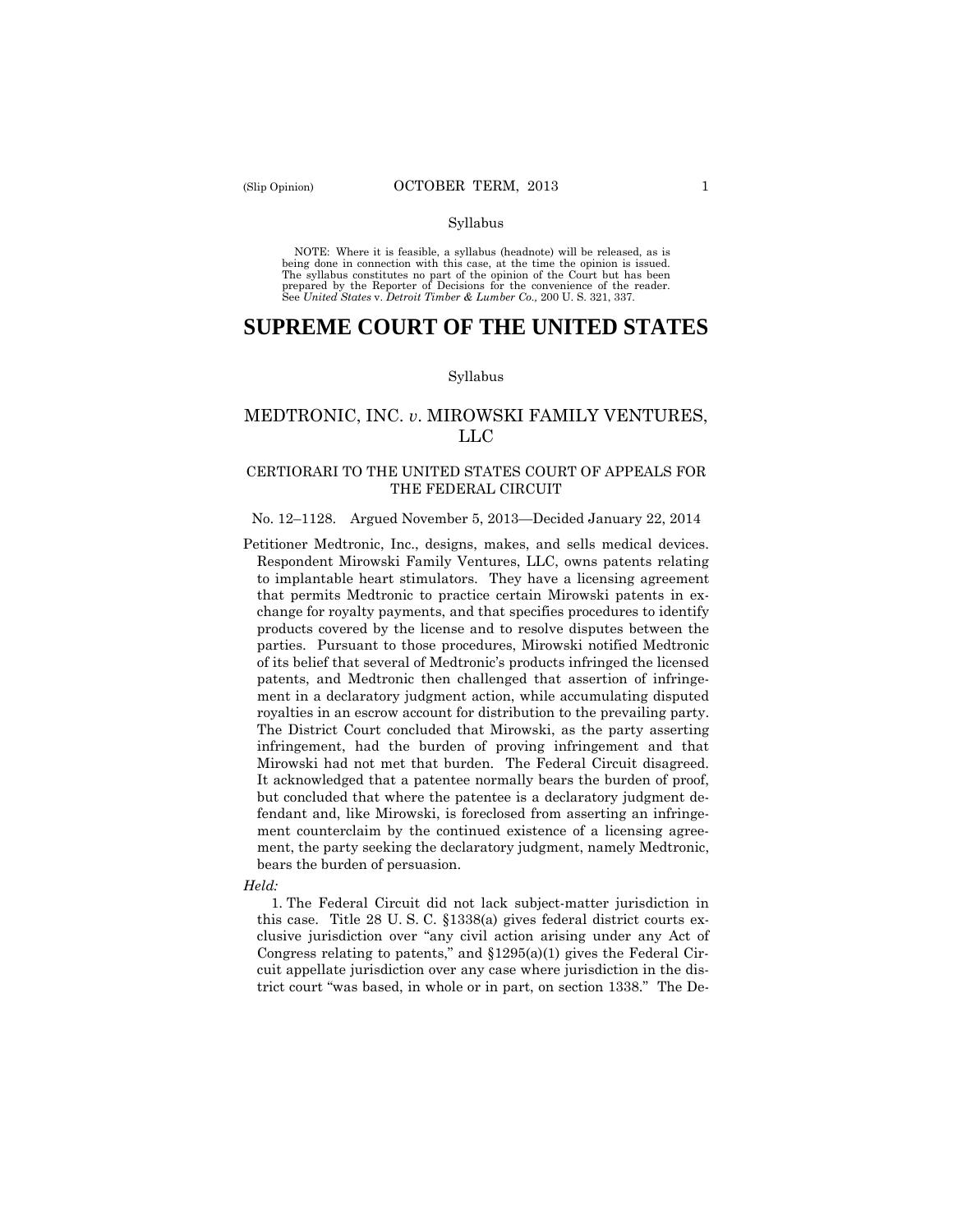Syllabus

NOTE: Where it is feasible, a syllabus (headnote) will be released, as is being done in connection with this case, at the time the opinion is issued. The syllabus constitutes no part of the opinion of the Court but has been prepared by the Reporter of Decisions for the convenience of the reader. See *United States* v. *Detroit Timber & Lumber Co.,* 200 U. S. 321, 337.

# SUPREME COURT OF THE UNITED STATES

Syllabus

## MEDTRONIC, INC. *v.* MIROWSKI FAMILY VENTURES, LLC

### CERTIORARI TO THE UNITED STATES COURT OF APPEALS FOR THE FEDERAL CIRCUIT

No. 12–1128. Argued November 5, 2013—Decided January 22, 2014

Petitioner Medtronic, Inc., designs, makes, and sells medical devices. Respondent Mirowski Family Ventures, LLC, owns patents relating to implantable heart stimulators. They have a licensing agreement that permits Medtronic to practice certain Mirowski patents in exchange for royalty payments, and that specifies procedures to identify products covered by the license and to resolve disputes between the parties. Pursuant to those procedures, Mirowski notified Medtronic of its belief that several of Medtronic's products infringed the licensed patents, and Medtronic then challenged that assertion of infringement in a declaratory judgment action, while accumulating disputed royalties in an escrow account for distribution to the prevailing party. The District Court concluded that Mirowski, as the party asserting infringement, had the burden of proving infringement and that Mirowski had not met that burden. The Federal Circuit disagreed. It acknowledged that a patentee normally bears the burden of proof, but concluded that where the patentee is a declaratory judgment defendant and, like Mirowski, is foreclosed from asserting an infringement counterclaim by the continued existence of a licensing agreement, the party seeking the declaratory judgment, namely Medtronic, bears the burden of persuasion.

*Held:*

1. The Federal Circuit did not lack subject-matter jurisdiction in this case. Title 28 U. S. C. §1338(a) gives federal district courts exclusive jurisdiction over "any civil action arising under any Act of Congress relating to patents," and §1295(a)(1) gives the Federal Circuit appellate jurisdiction over any case where jurisdiction in the district court "was based, in whole or in part, on section 1338." The De-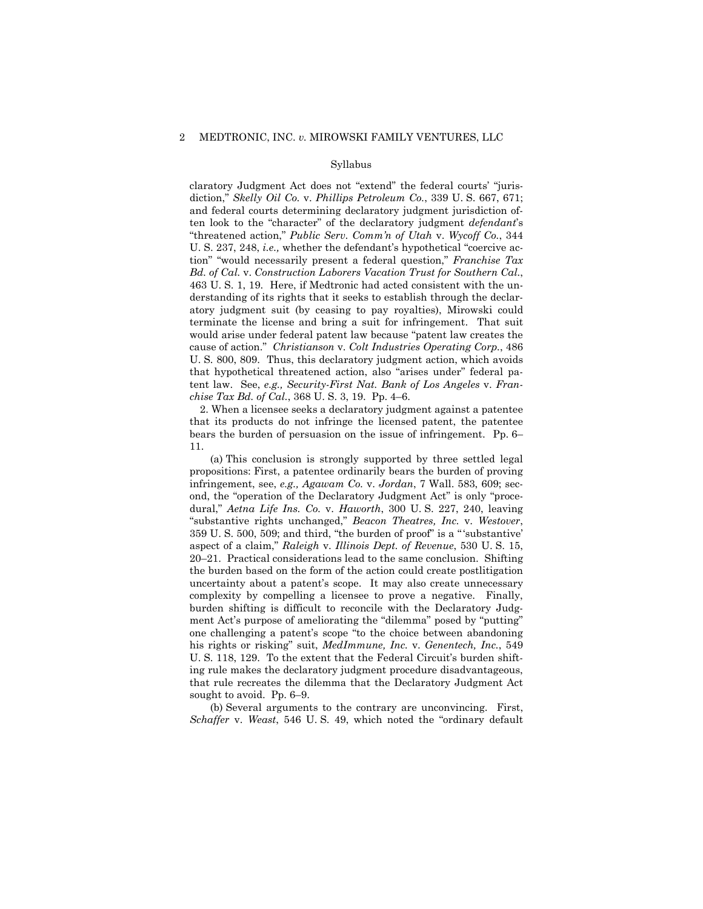claratory Judgment Act does not "extend" the federal courts' "jurisdiction," *Skelly Oil Co.* v. *Phillips Petroleum Co.*, 339 U. S. 667, 671; and federal courts determining declaratory judgment jurisdiction often look to the "character" of the declaratory judgment *defendant*'s "threatened action," *Public Serv. Comm'n of Utah* v. *Wycoff Co.*, 344 U. S. 237, 248, *i.e.,* whether the defendant's hypothetical "coercive action" "would necessarily present a federal question," *Franchise Tax Bd. of Cal.* v. *Construction Laborers Vacation Trust for Southern Cal.*, 463 U. S. 1, 19. Here, if Medtronic had acted consistent with the understanding of its rights that it seeks to establish through the declaratory judgment suit (by ceasing to pay royalties), Mirowski could terminate the license and bring a suit for infringement. That suit would arise under federal patent law because "patent law creates the cause of action." *Christianson* v. *Colt Industries Operating Corp.*, 486 U. S. 800, 809. Thus, this declaratory judgment action, which avoids that hypothetical threatened action, also "arises under" federal patent law. See, *e.g., Security-First Nat. Bank of Los Angeles* v. *Franchise Tax Bd. of Cal.*, 368 U. S. 3, 19. Pp. 4–6.

2. When a licensee seeks a declaratory judgment against a patentee that its products do not infringe the licensed patent, the patentee bears the burden of persuasion on the issue of infringement. Pp. 6–11.

(a) This conclusion is strongly supported by three settled legal propositions: First, a patentee ordinarily bears the burden of proving infringement, see, *e.g., Agawam Co.* v. *Jordan*, 7 Wall. 583, 609; second, the "operation of the Declaratory Judgment Act" is only "procedural," *Aetna Life Ins. Co.* v. *Haworth*, 300 U. S. 227, 240, leaving "substantive rights unchanged," *Beacon Theatres, Inc.* v. *Westover*, 359 U. S. 500, 509; and third, "the burden of proof" is a "'substantive' aspect of a claim," *Raleigh* v. *Illinois Dept. of Revenue*, 530 U. S. 15, 20–21. Practical considerations lead to the same conclusion. Shifting the burden based on the form of the action could create postlitigation uncertainty about a patent's scope. It may also create unnecessary complexity by compelling a licensee to prove a negative. Finally, burden shifting is difficult to reconcile with the Declaratory Judgment Act's purpose of ameliorating the "dilemma" posed by "putting" one challenging a patent's scope "to the choice between abandoning his rights or risking" suit, *MedImmune, Inc.* v. *Genentech, Inc.*, 549 U. S. 118, 129. To the extent that the Federal Circuit's burden shifting rule makes the declaratory judgment procedure disadvantageous, that rule recreates the dilemma that the Declaratory Judgment Act sought to avoid. Pp. 6–9.

(b) Several arguments to the contrary are unconvincing. First, *Schaffer* v. *Weast*, 546 U. S. 49, which noted the "ordinary default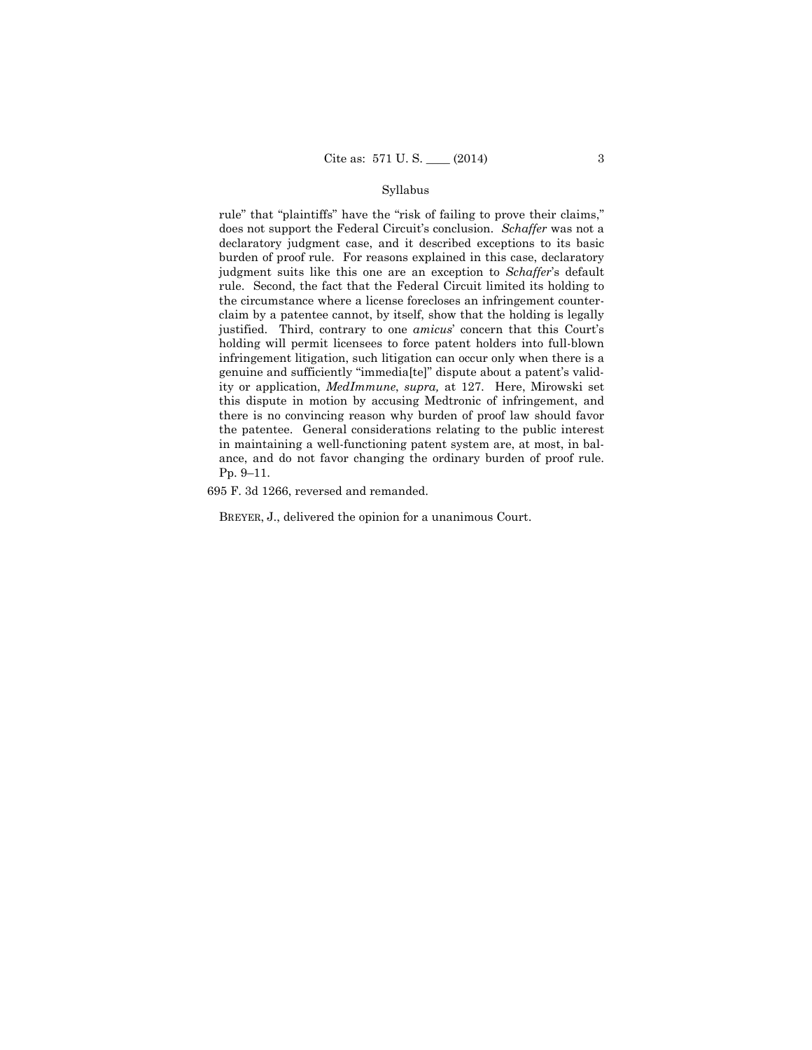rule" that "plaintiffs" have the "risk of failing to prove their claims," does not support the Federal Circuit's conclusion. *Schaffer* was not a declaratory judgment case, and it described exceptions to its basic burden of proof rule. For reasons explained in this case, declaratory judgment suits like this one are an exception to *Schaffer*'s default rule. Second, the fact that the Federal Circuit limited its holding to the circumstance where a license forecloses an infringement counterclaim by a patentee cannot, by itself, show that the holding is legally justified. Third, contrary to one *amicus*' concern that this Court's holding will permit licensees to force patent holders into full-blown infringement litigation, such litigation can occur only when there is a genuine and sufficiently "immedia[te]" dispute about a patent's validity or application, *MedImmune*, *supra,* at 127. Here, Mirowski set this dispute in motion by accusing Medtronic of infringement, and there is no convincing reason why burden of proof law should favor the patentee. General considerations relating to the public interest in maintaining a well-functioning patent system are, at most, in balance, and do not favor changing the ordinary burden of proof rule. Pp. 9–11.

695 F. 3d 1266, reversed and remanded.

BREYER, J., delivered the opinion for a unanimous Court.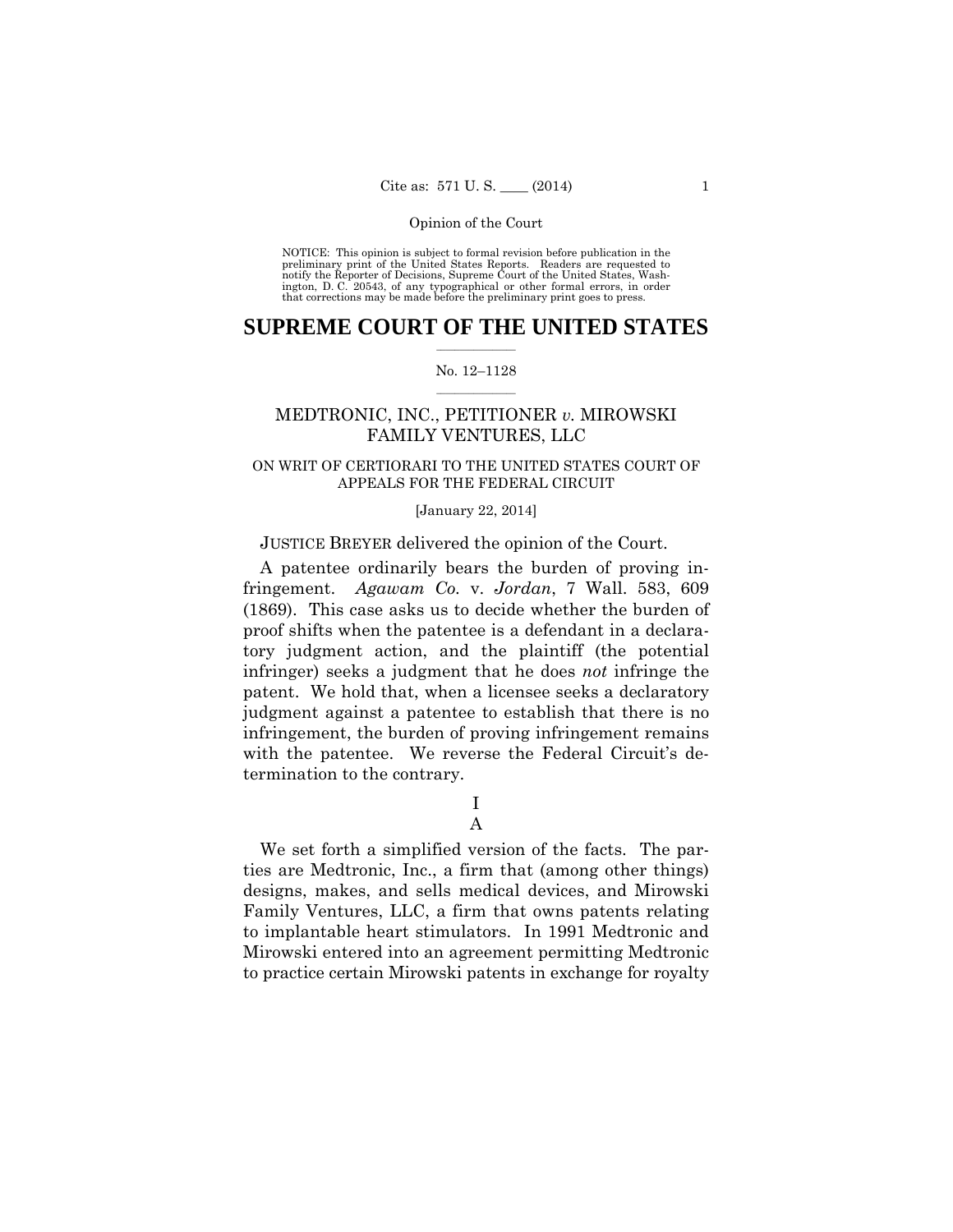Opinion of the Court

NOTICE: This opinion is subject to formal revision before publication in the preliminary print of the United States Reports. Readers are requested to notify the Reporter of Decisions, Supreme Court of the United States, Washington, D. C. 20543, of any typographical or other formal errors, in order that corrections may be made before the preliminary print goes to press.

# SUPREME COURT OF THE UNITED STATES

No. 12–1128

## MEDTRONIC, INC., PETITIONER *v.* MIROWSKI FAMILY VENTURES, LLC

ON WRIT OF CERTIORARI TO THE UNITED STATES COURT OF APPEALS FOR THE FEDERAL CIRCUIT

[January 22, 2014]

JUSTICE BREYER delivered the opinion of the Court.

A patentee ordinarily bears the burden of proving infringement. *Agawam Co.* v. *Jordan*, 7 Wall. 583, 609 (1869). This case asks us to decide whether the burden of proof shifts when the patentee is a defendant in a declaratory judgment action, and the plaintiff (the potential infringer) seeks a judgment that he does *not* infringe the patent. We hold that, when a licensee seeks a declaratory judgment against a patentee to establish that there is no infringement, the burden of proving infringement remains with the patentee. We reverse the Federal Circuit's determination to the contrary.

I

A

We set forth a simplified version of the facts. The parties are Medtronic, Inc., a firm that (among other things) designs, makes, and sells medical devices, and Mirowski Family Ventures, LLC, a firm that owns patents relating to implantable heart stimulators. In 1991 Medtronic and Mirowski entered into an agreement permitting Medtronic to practice certain Mirowski patents in exchange for royalty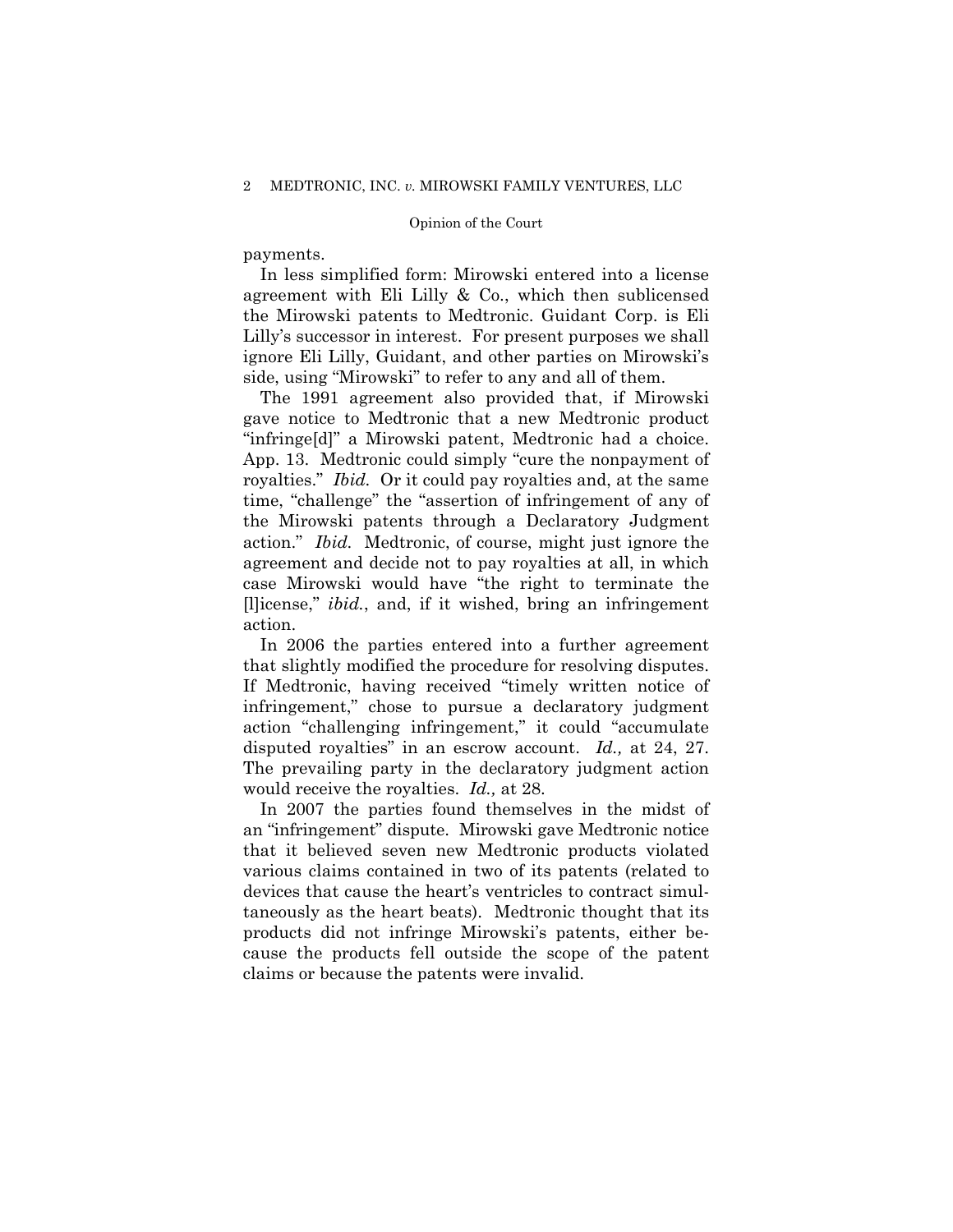payments.

In less simplified form: Mirowski entered into a license agreement with Eli Lilly & Co., which then sublicensed the Mirowski patents to Medtronic. Guidant Corp. is Eli Lilly's successor in interest. For present purposes we shall ignore Eli Lilly, Guidant, and other parties on Mirowski's side, using "Mirowski" to refer to any and all of them.

The 1991 agreement also provided that, if Mirowski gave notice to Medtronic that a new Medtronic product "infringe[d]" a Mirowski patent, Medtronic had a choice. App. 13. Medtronic could simply "cure the nonpayment of royalties." *Ibid.* Or it could pay royalties and, at the same time, "challenge" the "assertion of infringement of any of the Mirowski patents through a Declaratory Judgment action." *Ibid.* Medtronic, of course, might just ignore the agreement and decide not to pay royalties at all, in which case Mirowski would have "the right to terminate the [l]icense," *ibid.*, and, if it wished, bring an infringement action.

In 2006 the parties entered into a further agreement that slightly modified the procedure for resolving disputes. If Medtronic, having received "timely written notice of infringement," chose to pursue a declaratory judgment action "challenging infringement," it could "accumulate disputed royalties" in an escrow account. *Id.,* at 24, 27. The prevailing party in the declaratory judgment action would receive the royalties. *Id.,* at 28.

In 2007 the parties found themselves in the midst of an "infringement" dispute. Mirowski gave Medtronic notice that it believed seven new Medtronic products violated various claims contained in two of its patents (related to devices that cause the heart's ventricles to contract simultaneously as the heart beats). Medtronic thought that its products did not infringe Mirowski's patents, either because the products fell outside the scope of the patent claims or because the patents were invalid.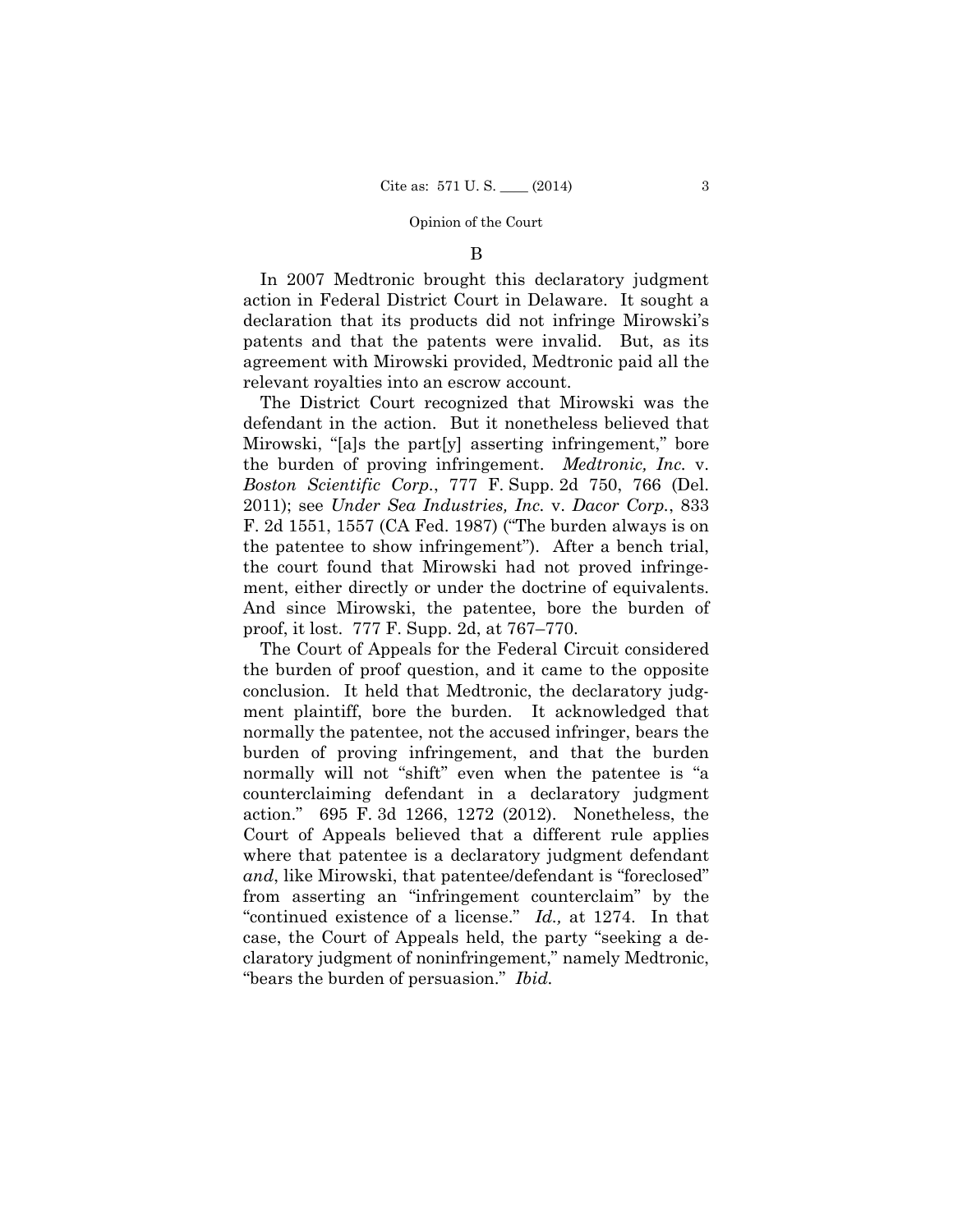## B

In 2007 Medtronic brought this declaratory judgment action in Federal District Court in Delaware. It sought a declaration that its products did not infringe Mirowski's patents and that the patents were invalid. But, as its agreement with Mirowski provided, Medtronic paid all the relevant royalties into an escrow account.

The District Court recognized that Mirowski was the defendant in the action. But it nonetheless believed that Mirowski, "[a]s the part[y] asserting infringement," bore the burden of proving infringement. *Medtronic, Inc.* v. *Boston Scientific Corp.*, 777 F. Supp. 2d 750, 766 (Del. 2011); see *Under Sea Industries, Inc.* v. *Dacor Corp.*, 833 F. 2d 1551, 1557 (CA Fed. 1987) ("The burden always is on the patentee to show infringement"). After a bench trial, the court found that Mirowski had not proved infringement, either directly or under the doctrine of equivalents. And since Mirowski, the patentee, bore the burden of proof, it lost. 777 F. Supp. 2d, at 767–770.

The Court of Appeals for the Federal Circuit considered the burden of proof question, and it came to the opposite conclusion. It held that Medtronic, the declaratory judgment plaintiff, bore the burden. It acknowledged that normally the patentee, not the accused infringer, bears the burden of proving infringement, and that the burden normally will not "shift" even when the patentee is "a counterclaiming defendant in a declaratory judgment action." 695 F. 3d 1266, 1272 (2012). Nonetheless, the Court of Appeals believed that a different rule applies where that patentee is a declaratory judgment defendant *and*, like Mirowski, that patentee/defendant is "foreclosed" from asserting an "infringement counterclaim" by the "continued existence of a license." *Id.,* at 1274. In that case, the Court of Appeals held, the party "seeking a declaratory judgment of noninfringement," namely Medtronic, "bears the burden of persuasion." *Ibid.*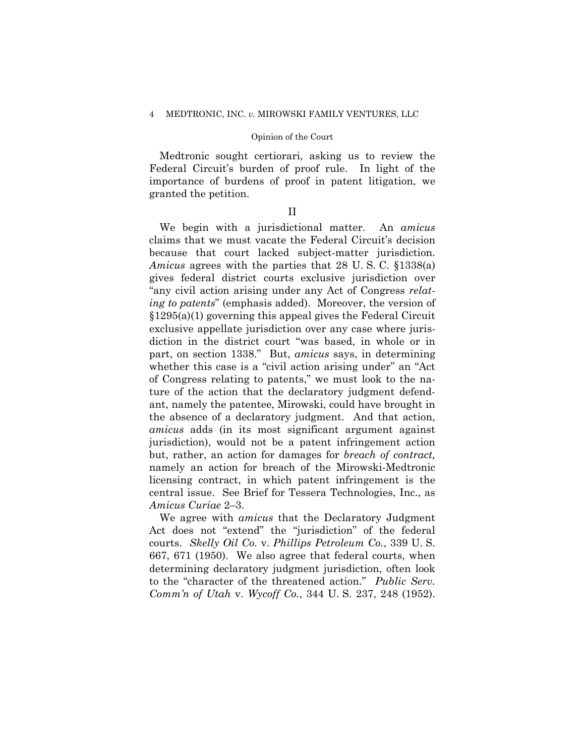Medtronic sought certiorari, asking us to review the Federal Circuit's burden of proof rule. In light of the importance of burdens of proof in patent litigation, we granted the petition.

## II

We begin with a jurisdictional matter. An *amicus* claims that we must vacate the Federal Circuit's decision because that court lacked subject-matter jurisdiction. *Amicus* agrees with the parties that 28 U. S. C. §1338(a) gives federal district courts exclusive jurisdiction over "any civil action arising under any Act of Congress *relating to patents*" (emphasis added). Moreover, the version of §1295(a)(1) governing this appeal gives the Federal Circuit exclusive appellate jurisdiction over any case where jurisdiction in the district court "was based, in whole or in part, on section 1338." But, *amicus* says, in determining whether this case is a "civil action arising under" an "Act of Congress relating to patents," we must look to the nature of the action that the declaratory judgment defendant, namely the patentee, Mirowski, could have brought in the absence of a declaratory judgment. And that action, *amicus* adds (in its most significant argument against jurisdiction), would not be a patent infringement action but, rather, an action for damages for *breach of contract,* namely an action for breach of the Mirowski-Medtronic licensing contract, in which patent infringement is the central issue. See Brief for Tessera Technologies, Inc., as *Amicus Curiae* 2–3.

We agree with *amicus* that the Declaratory Judgment Act does not "extend" the "jurisdiction" of the federal courts. *Skelly Oil Co.* v. *Phillips Petroleum Co.*, 339 U. S. 667, 671 (1950). We also agree that federal courts, when determining declaratory judgment jurisdiction, often look to the "character of the threatened action." *Public Serv. Comm'n of Utah* v. *Wycoff Co.*, 344 U. S. 237, 248 (1952).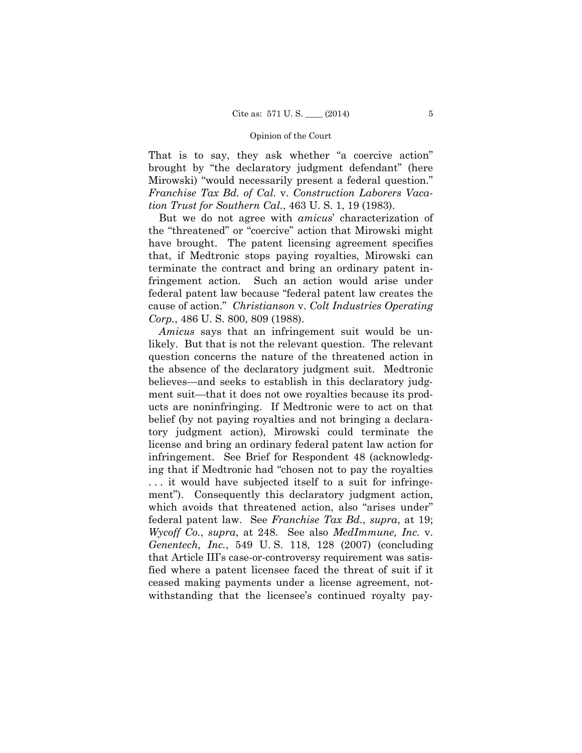That is to say, they ask whether "a coercive action" brought by "the declaratory judgment defendant" (here Mirowski) "would necessarily present a federal question." *Franchise Tax Bd. of Cal.* v. *Construction Laborers Vacation Trust for Southern Cal.*, 463 U. S. 1, 19 (1983).

But we do not agree with *amicus*' characterization of the "threatened" or "coercive" action that Mirowski might have brought. The patent licensing agreement specifies that, if Medtronic stops paying royalties, Mirowski can terminate the contract and bring an ordinary patent infringement action. Such an action would arise under federal patent law because "federal patent law creates the cause of action." *Christianson* v. *Colt Industries Operating Corp.*, 486 U. S. 800, 809 (1988).

*Amicus* says that an infringement suit would be unlikely. But that is not the relevant question. The relevant question concerns the nature of the threatened action in the absence of the declaratory judgment suit. Medtronic believes—and seeks to establish in this declaratory judgment suit—that it does not owe royalties because its products are noninfringing. If Medtronic were to act on that belief (by not paying royalties and not bringing a declaratory judgment action), Mirowski could terminate the license and bring an ordinary federal patent law action for infringement. See Brief for Respondent 48 (acknowledging that if Medtronic had "chosen not to pay the royalties . . . it would have subjected itself to a suit for infringement"). Consequently this declaratory judgment action, which avoids that threatened action, also "arises under" federal patent law. See *Franchise Tax Bd.*, *supra*, at 19; *Wycoff Co.*, *supra*, at 248. See also *MedImmune, Inc.* v. *Genentech, Inc.*, 549 U. S. 118, 128 (2007) (concluding that Article III's case-or-controversy requirement was satisfied where a patent licensee faced the threat of suit if it ceased making payments under a license agreement, notwithstanding that the licensee's continued royalty pay-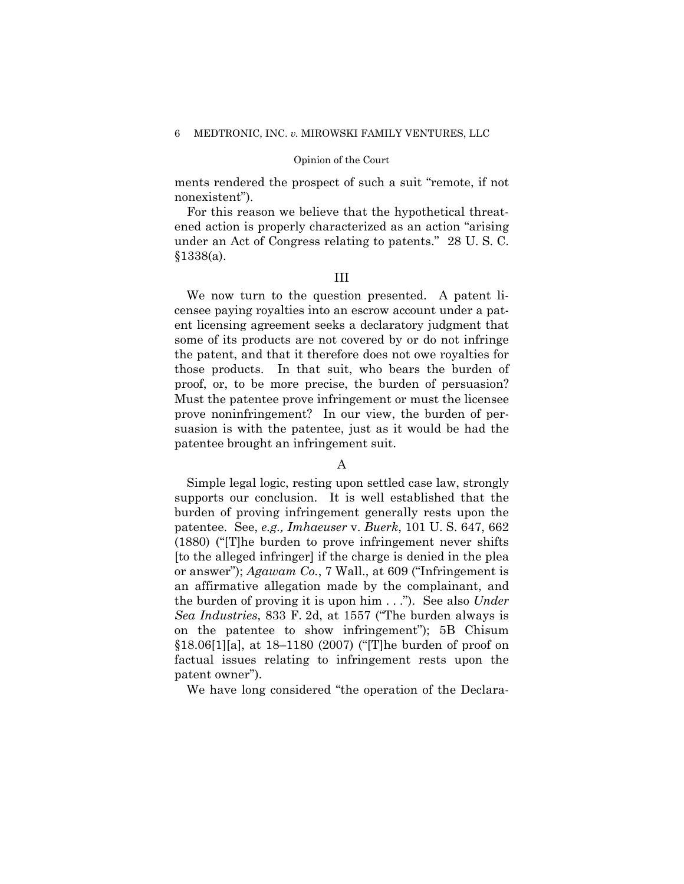ments rendered the prospect of such a suit "remote, if not nonexistent").

For this reason we believe that the hypothetical threatened action is properly characterized as an action "arising under an Act of Congress relating to patents." 28 U. S. C. §1338(a).

## III

We now turn to the question presented. A patent licensee paying royalties into an escrow account under a patent licensing agreement seeks a declaratory judgment that some of its products are not covered by or do not infringe the patent, and that it therefore does not owe royalties for those products. In that suit, who bears the burden of proof, or, to be more precise, the burden of persuasion? Must the patentee prove infringement or must the licensee prove noninfringement? In our view, the burden of persuasion is with the patentee, just as it would be had the patentee brought an infringement suit.

### A

Simple legal logic, resting upon settled case law, strongly supports our conclusion. It is well established that the burden of proving infringement generally rests upon the patentee. See, *e.g., Imhaeuser* v. *Buerk*, 101 U. S. 647, 662 (1880) ("[T]he burden to prove infringement never shifts [to the alleged infringer] if the charge is denied in the plea or answer"); *Agawam Co.*, 7 Wall., at 609 ("Infringement is an affirmative allegation made by the complainant, and the burden of proving it is upon him . . ."). See also *Under Sea Industries*, 833 F. 2d, at 1557 ("The burden always is on the patentee to show infringement"); 5B Chisum §18.06[1][a], at 18–1180 (2007) ("[T]he burden of proof on factual issues relating to infringement rests upon the patent owner").

We have long considered "the operation of the Declara-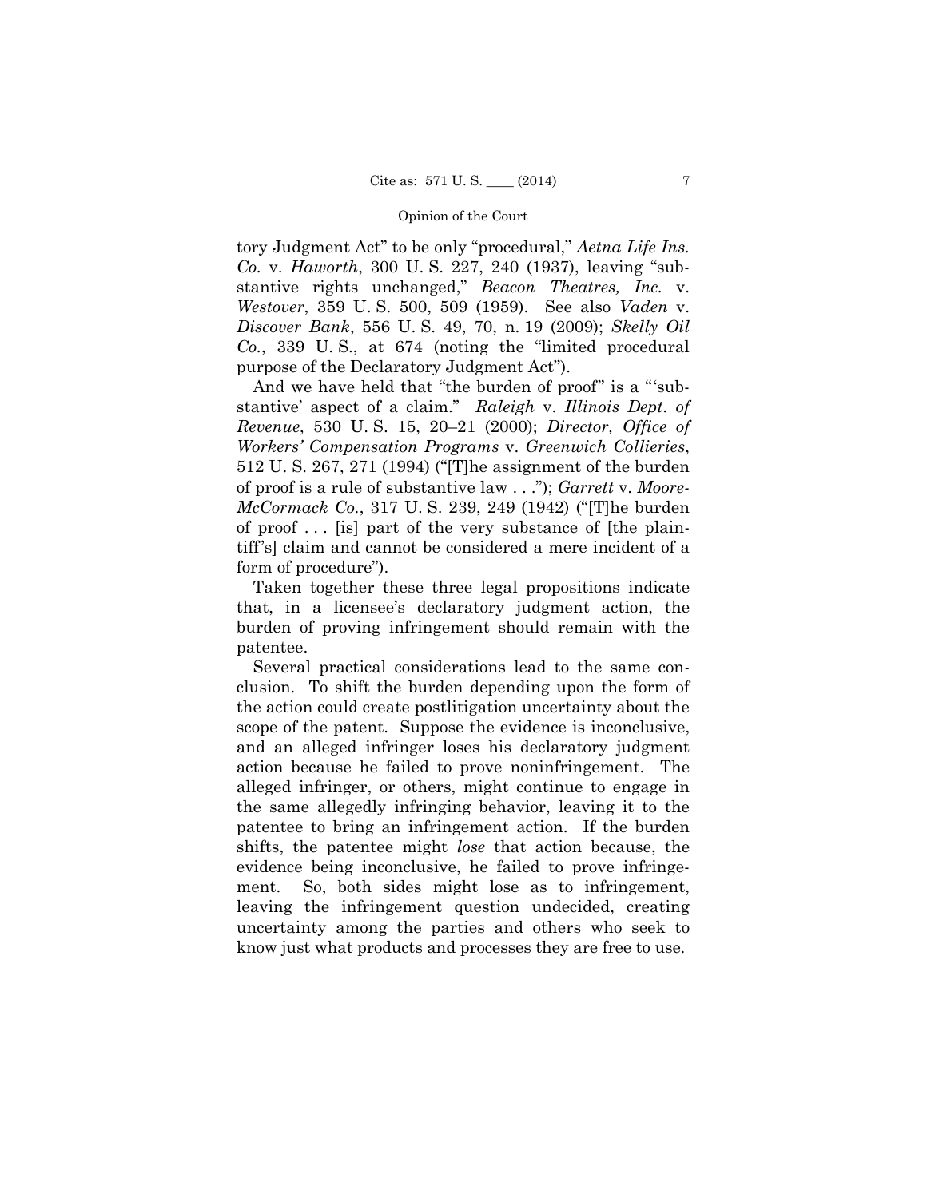tory Judgment Act" to be only "procedural," *Aetna Life Ins. Co.* v. *Haworth*, 300 U. S. 227, 240 (1937), leaving "substantive rights unchanged," *Beacon Theatres, Inc.* v. *Westover*, 359 U. S. 500, 509 (1959). See also *Vaden* v. *Discover Bank*, 556 U. S. 49, 70, n. 19 (2009); *Skelly Oil Co.*, 339 U. S., at 674 (noting the "limited procedural purpose of the Declaratory Judgment Act").

And we have held that "the burden of proof" is a "'substantive' aspect of a claim." *Raleigh* v. *Illinois Dept. of Revenue*, 530 U. S. 15, 20–21 (2000); *Director, Office of Workers' Compensation Programs* v. *Greenwich Collieries*, 512 U. S. 267, 271 (1994) ("[T]he assignment of the burden of proof is a rule of substantive law . . ."); *Garrett* v. *Moore-McCormack Co.*, 317 U. S. 239, 249 (1942) ("[T]he burden of proof . . . [is] part of the very substance of [the plaintiff's] claim and cannot be considered a mere incident of a form of procedure").

Taken together these three legal propositions indicate that, in a licensee's declaratory judgment action, the burden of proving infringement should remain with the patentee.

Several practical considerations lead to the same conclusion. To shift the burden depending upon the form of the action could create postlitigation uncertainty about the scope of the patent. Suppose the evidence is inconclusive, and an alleged infringer loses his declaratory judgment action because he failed to prove noninfringement. The alleged infringer, or others, might continue to engage in the same allegedly infringing behavior, leaving it to the patentee to bring an infringement action. If the burden shifts, the patentee might *lose* that action because, the evidence being inconclusive, he failed to prove infringement. So, both sides might lose as to infringement, leaving the infringement question undecided, creating uncertainty among the parties and others who seek to know just what products and processes they are free to use.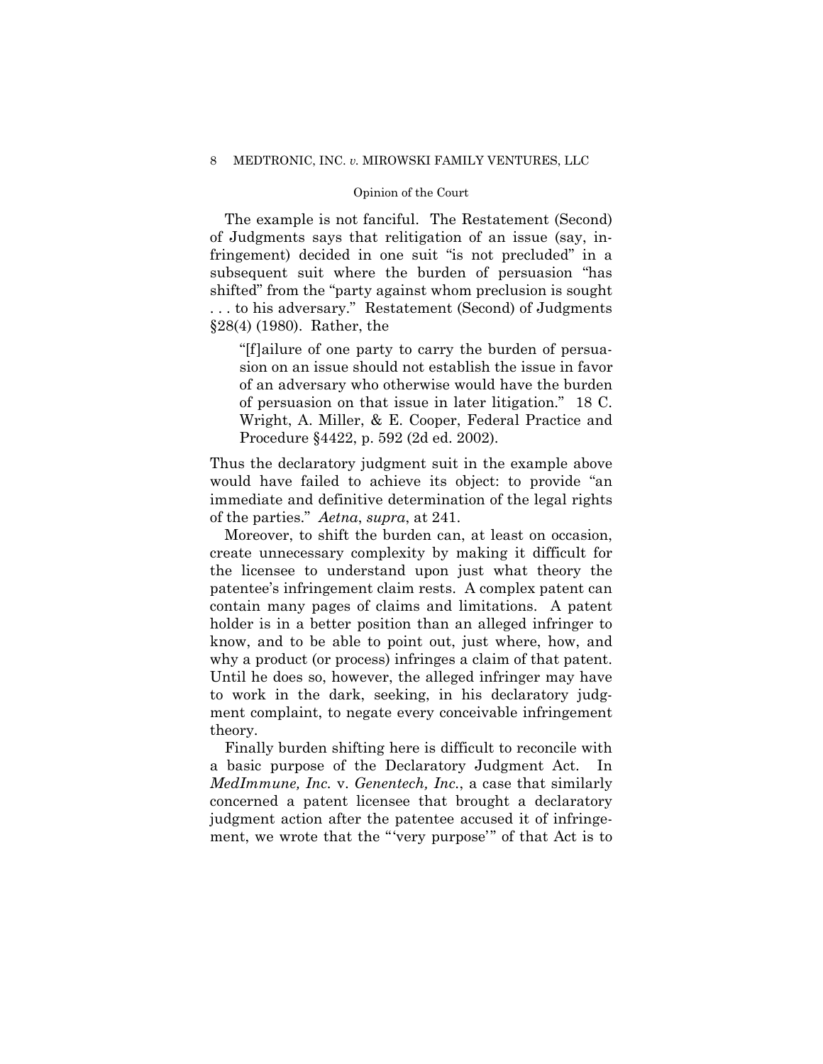The example is not fanciful. The Restatement (Second) of Judgments says that relitigation of an issue (say, infringement) decided in one suit "is not precluded" in a subsequent suit where the burden of persuasion "has shifted" from the "party against whom preclusion is sought . . . to his adversary." Restatement (Second) of Judgments §28(4) (1980). Rather, the

> "[f]ailure of one party to carry the burden of persuasion on an issue should not establish the issue in favor of an adversary who otherwise would have the burden of persuasion on that issue in later litigation." 18 C. Wright, A. Miller, & E. Cooper, Federal Practice and Procedure §4422, p. 592 (2d ed. 2002).

Thus the declaratory judgment suit in the example above would have failed to achieve its object: to provide "an immediate and definitive determination of the legal rights of the parties." *Aetna*, *supra*, at 241.

Moreover, to shift the burden can, at least on occasion, create unnecessary complexity by making it difficult for the licensee to understand upon just what theory the patentee's infringement claim rests. A complex patent can contain many pages of claims and limitations. A patent holder is in a better position than an alleged infringer to know, and to be able to point out, just where, how, and why a product (or process) infringes a claim of that patent. Until he does so, however, the alleged infringer may have to work in the dark, seeking, in his declaratory judgment complaint, to negate every conceivable infringement theory.

Finally burden shifting here is difficult to reconcile with a basic purpose of the Declaratory Judgment Act. In *MedImmune, Inc.* v. *Genentech, Inc.*, a case that similarly concerned a patent licensee that brought a declaratory judgment action after the patentee accused it of infringement, we wrote that the "'very purpose'" of that Act is to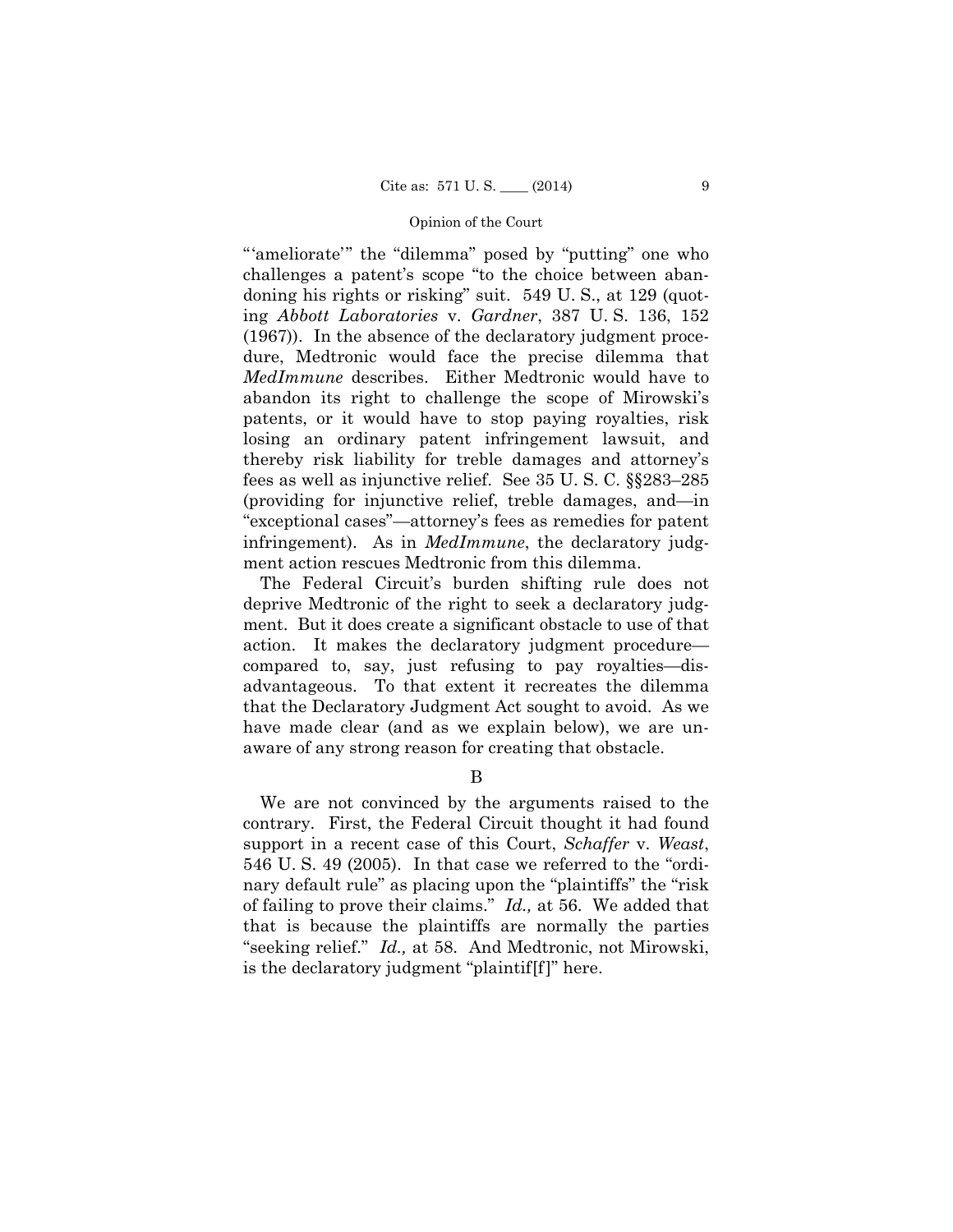"'ameliorate'" the "dilemma" posed by "putting" one who challenges a patent's scope "to the choice between abandoning his rights or risking" suit. 549 U. S., at 129 (quoting *Abbott Laboratories* v. *Gardner*, 387 U. S. 136, 152 (1967)). In the absence of the declaratory judgment procedure, Medtronic would face the precise dilemma that *MedImmune* describes. Either Medtronic would have to abandon its right to challenge the scope of Mirowski's patents, or it would have to stop paying royalties, risk losing an ordinary patent infringement lawsuit, and thereby risk liability for treble damages and attorney's fees as well as injunctive relief. See 35 U. S. C. §§283–285 (providing for injunctive relief, treble damages, and—in "exceptional cases"—attorney's fees as remedies for patent infringement). As in *MedImmune*, the declaratory judgment action rescues Medtronic from this dilemma.

The Federal Circuit's burden shifting rule does not deprive Medtronic of the right to seek a declaratory judgment. But it does create a significant obstacle to use of that action. It makes the declaratory judgment procedure—compared to, say, just refusing to pay royalties—disadvantageous. To that extent it recreates the dilemma that the Declaratory Judgment Act sought to avoid. As we have made clear (and as we explain below), we are unaware of any strong reason for creating that obstacle.

B

We are not convinced by the arguments raised to the contrary. First, the Federal Circuit thought it had found support in a recent case of this Court, *Schaffer* v. *Weast*, 546 U. S. 49 (2005). In that case we referred to the "ordinary default rule" as placing upon the "plaintiffs" the "risk of failing to prove their claims." *Id.,* at 56. We added that that is because the plaintiffs are normally the parties "seeking relief." *Id.,* at 58. And Medtronic, not Mirowski, is the declaratory judgment "plaintif[f]" here.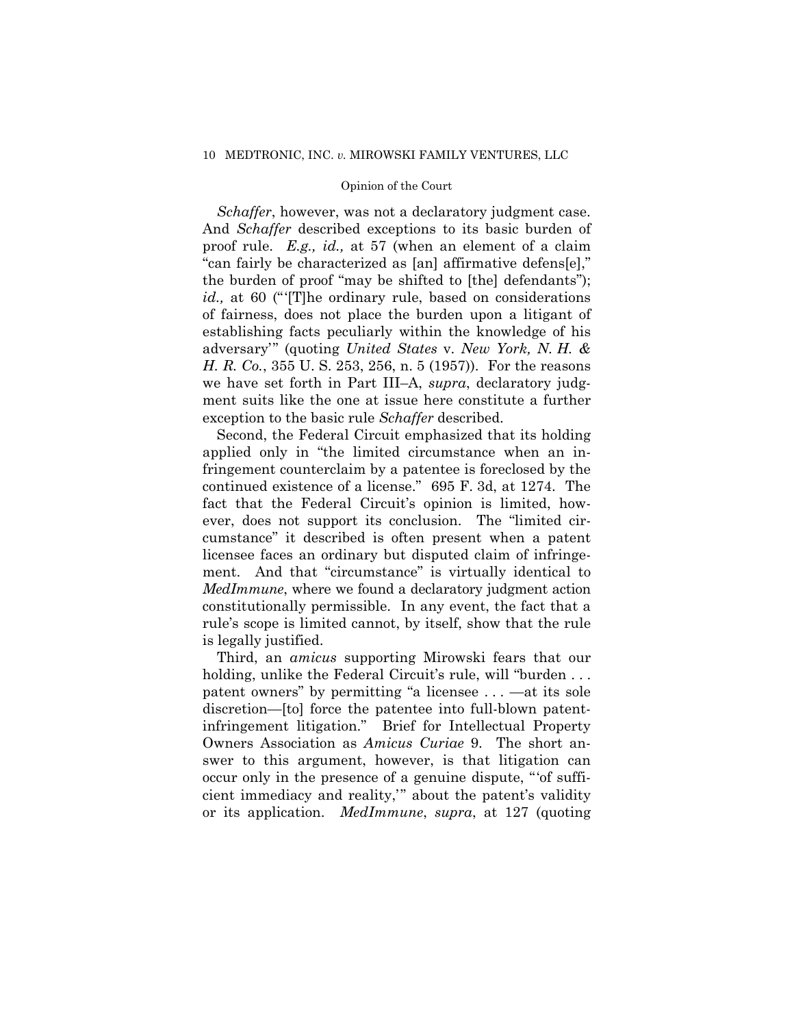*Schaffer*, however, was not a declaratory judgment case. And *Schaffer* described exceptions to its basic burden of proof rule. *E.g., id.,* at 57 (when an element of a claim "can fairly be characterized as [an] affirmative defens[e]," the burden of proof "may be shifted to [the] defendants"); *id.,* at 60 ("'[T]he ordinary rule, based on considerations of fairness, does not place the burden upon a litigant of establishing facts peculiarly within the knowledge of his adversary'" (quoting *United States* v. *New York, N. H. & H. R. Co.*, 355 U. S. 253, 256, n. 5 (1957)). For the reasons we have set forth in Part III–A, *supra*, declaratory judgment suits like the one at issue here constitute a further exception to the basic rule *Schaffer* described.

Second, the Federal Circuit emphasized that its holding applied only in "the limited circumstance when an infringement counterclaim by a patentee is foreclosed by the continued existence of a license." 695 F. 3d, at 1274. The fact that the Federal Circuit's opinion is limited, however, does not support its conclusion. The "limited circumstance" it described is often present when a patent licensee faces an ordinary but disputed claim of infringement. And that "circumstance" is virtually identical to *MedImmune*, where we found a declaratory judgment action constitutionally permissible. In any event, the fact that a rule's scope is limited cannot, by itself, show that the rule is legally justified.

Third, an *amicus* supporting Mirowski fears that our holding, unlike the Federal Circuit's rule, will "burden . . . patent owners" by permitting "a licensee . . . —at its sole discretion—[to] force the patentee into full-blown patent-infringement litigation." Brief for Intellectual Property Owners Association as *Amicus Curiae* 9. The short answer to this argument, however, is that litigation can occur only in the presence of a genuine dispute, "'of sufficient immediacy and reality,'" about the patent's validity or its application. *MedImmune*, *supra*, at 127 (quoting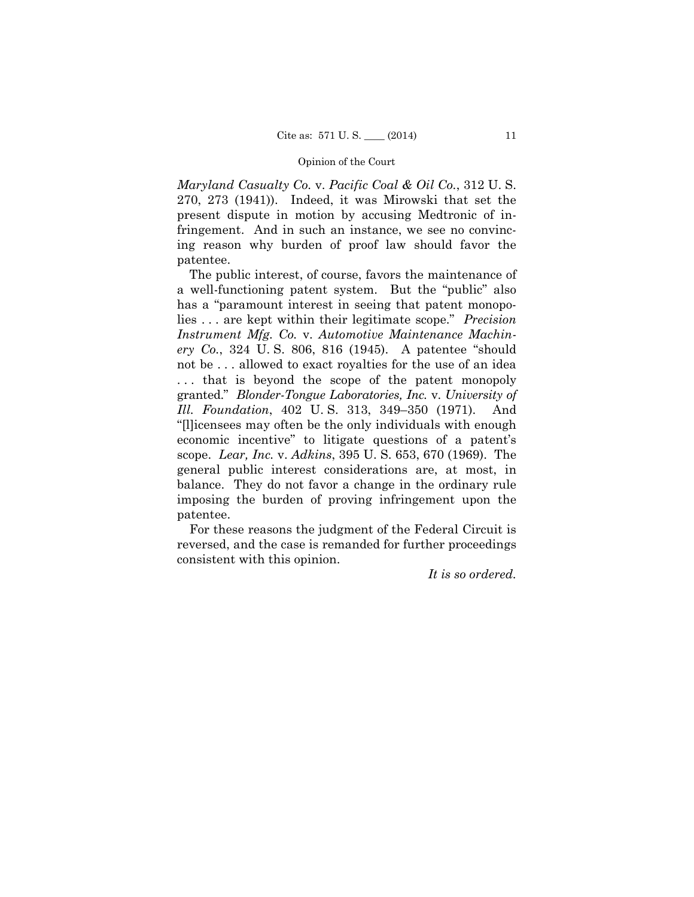*Maryland Casualty Co.* v. *Pacific Coal & Oil Co.*, 312 U. S. 270, 273 (1941)). Indeed, it was Mirowski that set the present dispute in motion by accusing Medtronic of infringement. And in such an instance, we see no convincing reason why burden of proof law should favor the patentee.

The public interest, of course, favors the maintenance of a well-functioning patent system. But the "public" also has a "paramount interest in seeing that patent monopolies . . . are kept within their legitimate scope." *Precision Instrument Mfg. Co.* v. *Automotive Maintenance Machinery Co.*, 324 U. S. 806, 816 (1945). A patentee "should not be . . . allowed to exact royalties for the use of an idea . . . that is beyond the scope of the patent monopoly granted." *Blonder-Tongue Laboratories, Inc.* v. *University of Ill. Foundation*, 402 U. S. 313, 349–350 (1971). And "[l]icensees may often be the only individuals with enough economic incentive" to litigate questions of a patent's scope. *Lear, Inc.* v. *Adkins*, 395 U. S. 653, 670 (1969). The general public interest considerations are, at most, in balance. They do not favor a change in the ordinary rule imposing the burden of proving infringement upon the patentee.

For these reasons the judgment of the Federal Circuit is reversed, and the case is remanded for further proceedings consistent with this opinion.

*It is so ordered.*